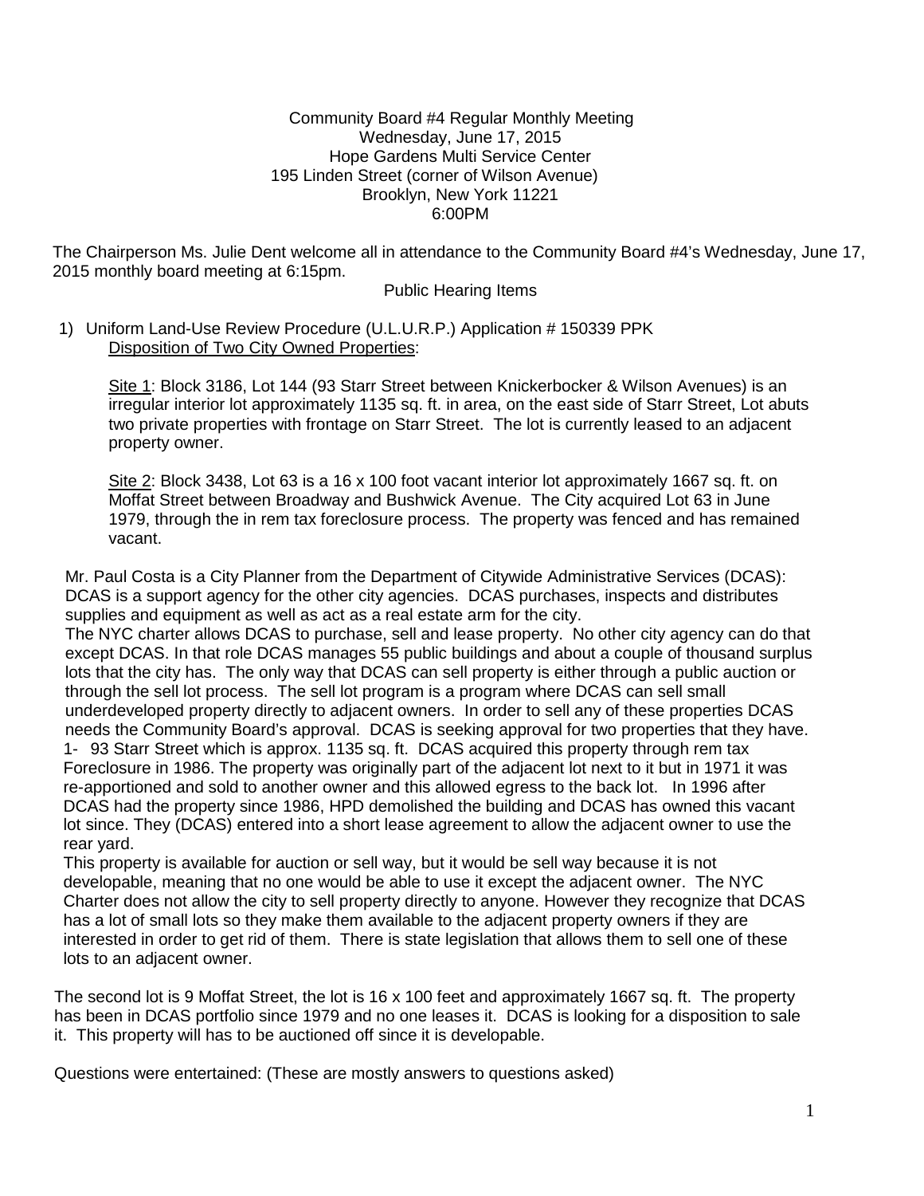Community Board #4 Regular Monthly Meeting
Wednesday, June 17, 2015
Hope Gardens Multi Service Center
195 Linden Street (corner of Wilson Avenue)
Brooklyn, New York 11221
6:00PM

The Chairperson Ms. Julie Dent welcome all in attendance to the Community Board #4's Wednesday, June 17, 2015 monthly board meeting at 6:15pm.

Public Hearing Items

1) Uniform Land-Use Review Procedure (U.L.U.R.P.) Application # 150339 PPK
   Disposition of Two City Owned Properties:

   Site 1: Block 3186, Lot 144 (93 Starr Street between Knickerbocker & Wilson Avenues) is an irregular interior lot approximately 1135 sq. ft. in area, on the east side of Starr Street, Lot abuts two private properties with frontage on Starr Street. The lot is currently leased to an adjacent property owner.

   Site 2: Block 3438, Lot 63 is a 16 x 100 foot vacant interior lot approximately 1667 sq. ft. on Moffat Street between Broadway and Bushwick Avenue. The City acquired Lot 63 in June 1979, through the in rem tax foreclosure process. The property was fenced and has remained vacant.

Mr. Paul Costa is a City Planner from the Department of Citywide Administrative Services (DCAS): DCAS is a support agency for the other city agencies. DCAS purchases, inspects and distributes supplies and equipment as well as act as a real estate arm for the city.

The NYC charter allows DCAS to purchase, sell and lease property. No other city agency can do that except DCAS. In that role DCAS manages 55 public buildings and about a couple of thousand surplus lots that the city has. The only way that DCAS can sell property is either through a public auction or through the sell lot process. The sell lot program is a program where DCAS can sell small underdeveloped property directly to adjacent owners. In order to sell any of these properties DCAS needs the Community Board's approval. DCAS is seeking approval for two properties that they have.

1- 93 Starr Street which is approx. 1135 sq. ft. DCAS acquired this property through rem tax Foreclosure in 1986. The property was originally part of the adjacent lot next to it but in 1971 it was re-apportioned and sold to another owner and this allowed egress to the back lot. In 1996 after DCAS had the property since 1986, HPD demolished the building and DCAS has owned this vacant lot since. They (DCAS) entered into a short lease agreement to allow the adjacent owner to use the rear yard.

This property is available for auction or sell way, but it would be sell way because it is not developable, meaning that no one would be able to use it except the adjacent owner. The NYC Charter does not allow the city to sell property directly to anyone. However they recognize that DCAS has a lot of small lots so they make them available to the adjacent property owners if they are interested in order to get rid of them. There is state legislation that allows them to sell one of these lots to an adjacent owner.

The second lot is 9 Moffat Street, the lot is 16 x 100 feet and approximately 1667 sq. ft. The property has been in DCAS portfolio since 1979 and no one leases it. DCAS is looking for a disposition to sale it. This property will has to be auctioned off since it is developable.

Questions were entertained: (These are mostly answers to questions asked)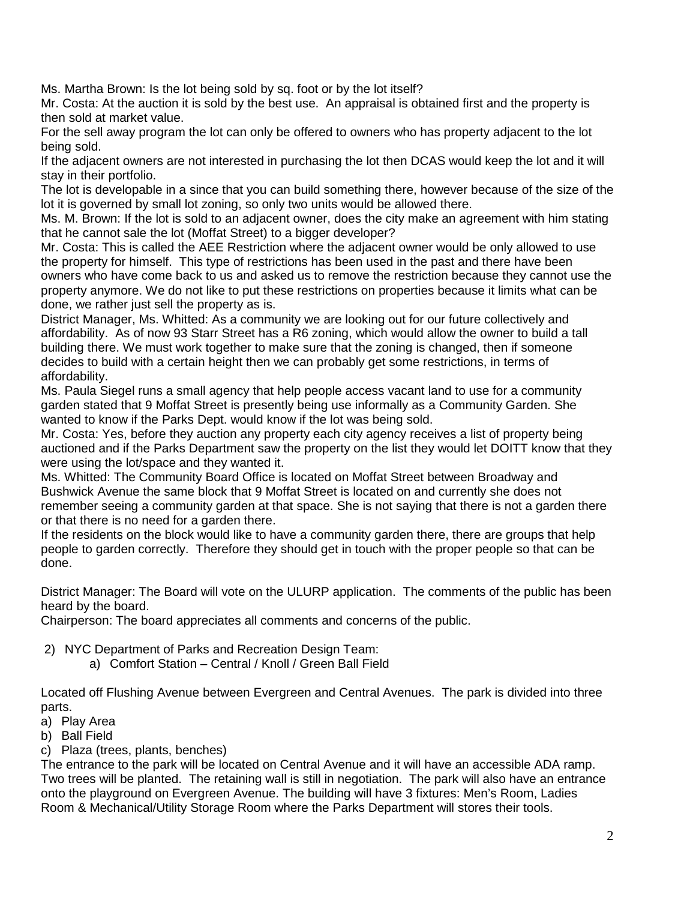Ms. Martha Brown: Is the lot being sold by sq. foot or by the lot itself?

Mr. Costa: At the auction it is sold by the best use. An appraisal is obtained first and the property is then sold at market value.

For the sell away program the lot can only be offered to owners who has property adjacent to the lot being sold.

If the adjacent owners are not interested in purchasing the lot then DCAS would keep the lot and it will stay in their portfolio.

The lot is developable in a since that you can build something there, however because of the size of the lot it is governed by small lot zoning, so only two units would be allowed there.

Ms. M. Brown: If the lot is sold to an adjacent owner, does the city make an agreement with him stating that he cannot sale the lot (Moffat Street) to a bigger developer?

Mr. Costa: This is called the AEE Restriction where the adjacent owner would be only allowed to use the property for himself. This type of restrictions has been used in the past and there have been owners who have come back to us and asked us to remove the restriction because they cannot use the property anymore. We do not like to put these restrictions on properties because it limits what can be done, we rather just sell the property as is.

District Manager, Ms. Whitted: As a community we are looking out for our future collectively and affordability. As of now 93 Starr Street has a R6 zoning, which would allow the owner to build a tall building there. We must work together to make sure that the zoning is changed, then if someone decides to build with a certain height then we can probably get some restrictions, in terms of affordability.

Ms. Paula Siegel runs a small agency that help people access vacant land to use for a community garden stated that 9 Moffat Street is presently being use informally as a Community Garden. She wanted to know if the Parks Dept. would know if the lot was being sold.

Mr. Costa: Yes, before they auction any property each city agency receives a list of property being auctioned and if the Parks Department saw the property on the list they would let DOITT know that they were using the lot/space and they wanted it.

Ms. Whitted: The Community Board Office is located on Moffat Street between Broadway and Bushwick Avenue the same block that 9 Moffat Street is located on and currently she does not remember seeing a community garden at that space. She is not saying that there is not a garden there or that there is no need for a garden there.

If the residents on the block would like to have a community garden there, there are groups that help people to garden correctly. Therefore they should get in touch with the proper people so that can be done.

District Manager: The Board will vote on the ULURP application. The comments of the public has been heard by the board.

Chairperson: The board appreciates all comments and concerns of the public.

2) NYC Department of Parks and Recreation Design Team:
   a) Comfort Station – Central / Knoll / Green Ball Field

Located off Flushing Avenue between Evergreen and Central Avenues. The park is divided into three parts.

a) Play Area
b) Ball Field
c) Plaza (trees, plants, benches)

The entrance to the park will be located on Central Avenue and it will have an accessible ADA ramp. Two trees will be planted. The retaining wall is still in negotiation. The park will also have an entrance onto the playground on Evergreen Avenue. The building will have 3 fixtures: Men's Room, Ladies Room & Mechanical/Utility Storage Room where the Parks Department will stores their tools.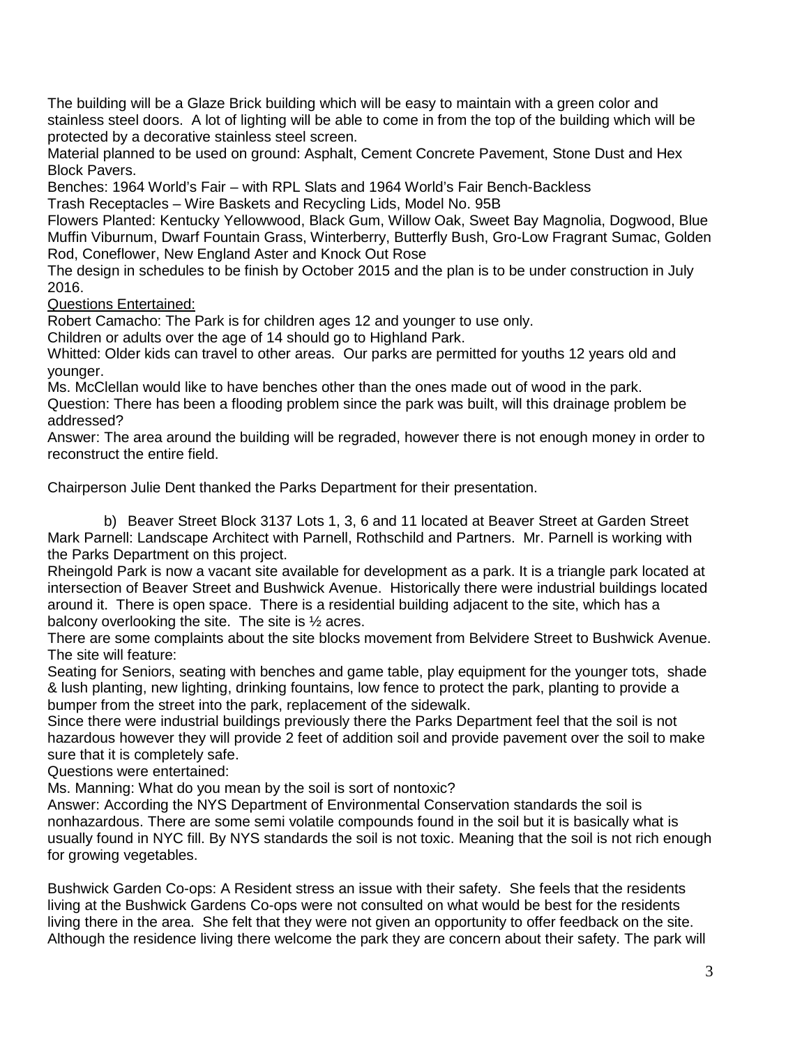The building will be a Glaze Brick building which will be easy to maintain with a green color and stainless steel doors. A lot of lighting will be able to come in from the top of the building which will be protected by a decorative stainless steel screen.

Material planned to be used on ground: Asphalt, Cement Concrete Pavement, Stone Dust and Hex Block Pavers.

Benches: 1964 World's Fair – with RPL Slats and 1964 World's Fair Bench-Backless

Trash Receptacles – Wire Baskets and Recycling Lids, Model No. 95B

Flowers Planted: Kentucky Yellowwood, Black Gum, Willow Oak, Sweet Bay Magnolia, Dogwood, Blue Muffin Viburnum, Dwarf Fountain Grass, Winterberry, Butterfly Bush, Gro-Low Fragrant Sumac, Golden Rod, Coneflower, New England Aster and Knock Out Rose

The design in schedules to be finish by October 2015 and the plan is to be under construction in July 2016.

<u>Questions Entertained:</u>

Robert Camacho: The Park is for children ages 12 and younger to use only.

Children or adults over the age of 14 should go to Highland Park.

Whitted: Older kids can travel to other areas. Our parks are permitted for youths 12 years old and younger.

Ms. McClellan would like to have benches other than the ones made out of wood in the park.

Question: There has been a flooding problem since the park was built, will this drainage problem be addressed?

Answer: The area around the building will be regraded, however there is not enough money in order to reconstruct the entire field.

Chairperson Julie Dent thanked the Parks Department for their presentation.

b) Beaver Street Block 3137 Lots 1, 3, 6 and 11 located at Beaver Street at Garden Street

Mark Parnell: Landscape Architect with Parnell, Rothschild and Partners. Mr. Parnell is working with the Parks Department on this project.

Rheingold Park is now a vacant site available for development as a park. It is a triangle park located at intersection of Beaver Street and Bushwick Avenue. Historically there were industrial buildings located around it. There is open space. There is a residential building adjacent to the site, which has a balcony overlooking the site. The site is ½ acres.

There are some complaints about the site blocks movement from Belvidere Street to Bushwick Avenue. The site will feature:

Seating for Seniors, seating with benches and game table, play equipment for the younger tots, shade & lush planting, new lighting, drinking fountains, low fence to protect the park, planting to provide a bumper from the street into the park, replacement of the sidewalk.

Since there were industrial buildings previously there the Parks Department feel that the soil is not hazardous however they will provide 2 feet of addition soil and provide pavement over the soil to make sure that it is completely safe.

Questions were entertained:

Ms. Manning: What do you mean by the soil is sort of nontoxic?

Answer: According the NYS Department of Environmental Conservation standards the soil is nonhazardous. There are some semi volatile compounds found in the soil but it is basically what is usually found in NYC fill. By NYS standards the soil is not toxic. Meaning that the soil is not rich enough for growing vegetables.

Bushwick Garden Co-ops: A Resident stress an issue with their safety. She feels that the residents living at the Bushwick Gardens Co-ops were not consulted on what would be best for the residents living there in the area. She felt that they were not given an opportunity to offer feedback on the site. Although the residence living there welcome the park they are concern about their safety. The park will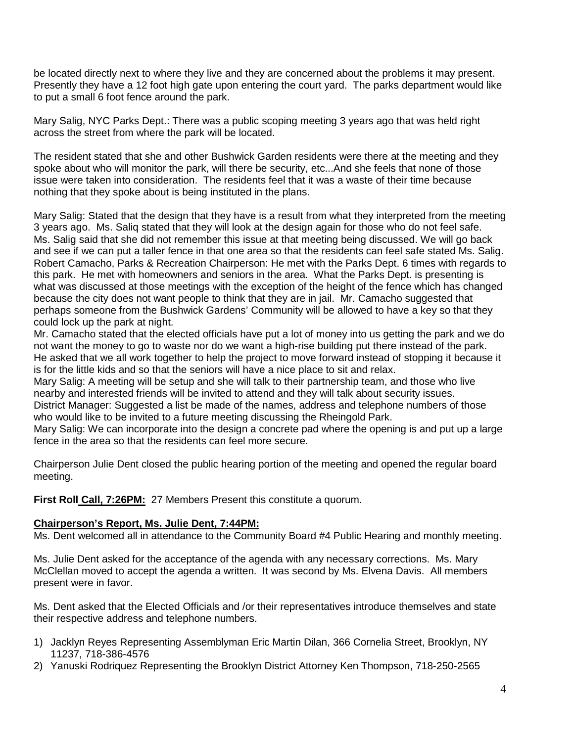be located directly next to where they live and they are concerned about the problems it may present. Presently they have a 12 foot high gate upon entering the court yard. The parks department would like to put a small 6 foot fence around the park.

Mary Salig, NYC Parks Dept.: There was a public scoping meeting 3 years ago that was held right across the street from where the park will be located.

The resident stated that she and other Bushwick Garden residents were there at the meeting and they spoke about who will monitor the park, will there be security, etc...And she feels that none of those issue were taken into consideration. The residents feel that it was a waste of their time because nothing that they spoke about is being instituted in the plans.

Mary Salig: Stated that the design that they have is a result from what they interpreted from the meeting 3 years ago. Ms. Saliq stated that they will look at the design again for those who do not feel safe. Ms. Salig said that she did not remember this issue at that meeting being discussed. We will go back and see if we can put a taller fence in that one area so that the residents can feel safe stated Ms. Salig.
Robert Camacho, Parks & Recreation Chairperson: He met with the Parks Dept. 6 times with regards to this park. He met with homeowners and seniors in the area. What the Parks Dept. is presenting is what was discussed at those meetings with the exception of the height of the fence which has changed because the city does not want people to think that they are in jail. Mr. Camacho suggested that perhaps someone from the Bushwick Gardens' Community will be allowed to have a key so that they could lock up the park at night.
Mr. Camacho stated that the elected officials have put a lot of money into us getting the park and we do not want the money to go to waste nor do we want a high-rise building put there instead of the park. He asked that we all work together to help the project to move forward instead of stopping it because it is for the little kids and so that the seniors will have a nice place to sit and relax.
Mary Salig: A meeting will be setup and she will talk to their partnership team, and those who live nearby and interested friends will be invited to attend and they will talk about security issues.
District Manager: Suggested a list be made of the names, address and telephone numbers of those who would like to be invited to a future meeting discussing the Rheingold Park.
Mary Salig: We can incorporate into the design a concrete pad where the opening is and put up a large fence in the area so that the residents can feel more secure.

Chairperson Julie Dent closed the public hearing portion of the meeting and opened the regular board meeting.

**First Roll Call, 7:26PM:** 27 Members Present this constitute a quorum.

**Chairperson's Report, Ms. Julie Dent, 7:44PM:**
Ms. Dent welcomed all in attendance to the Community Board #4 Public Hearing and monthly meeting.

Ms. Julie Dent asked for the acceptance of the agenda with any necessary corrections. Ms. Mary McClellan moved to accept the agenda a written. It was second by Ms. Elvena Davis. All members present were in favor.

Ms. Dent asked that the Elected Officials and /or their representatives introduce themselves and state their respective address and telephone numbers.

1) Jacklyn Reyes Representing Assemblyman Eric Martin Dilan, 366 Cornelia Street, Brooklyn, NY 11237, 718-386-4576
2) Yanuski Rodriquez Representing the Brooklyn District Attorney Ken Thompson, 718-250-2565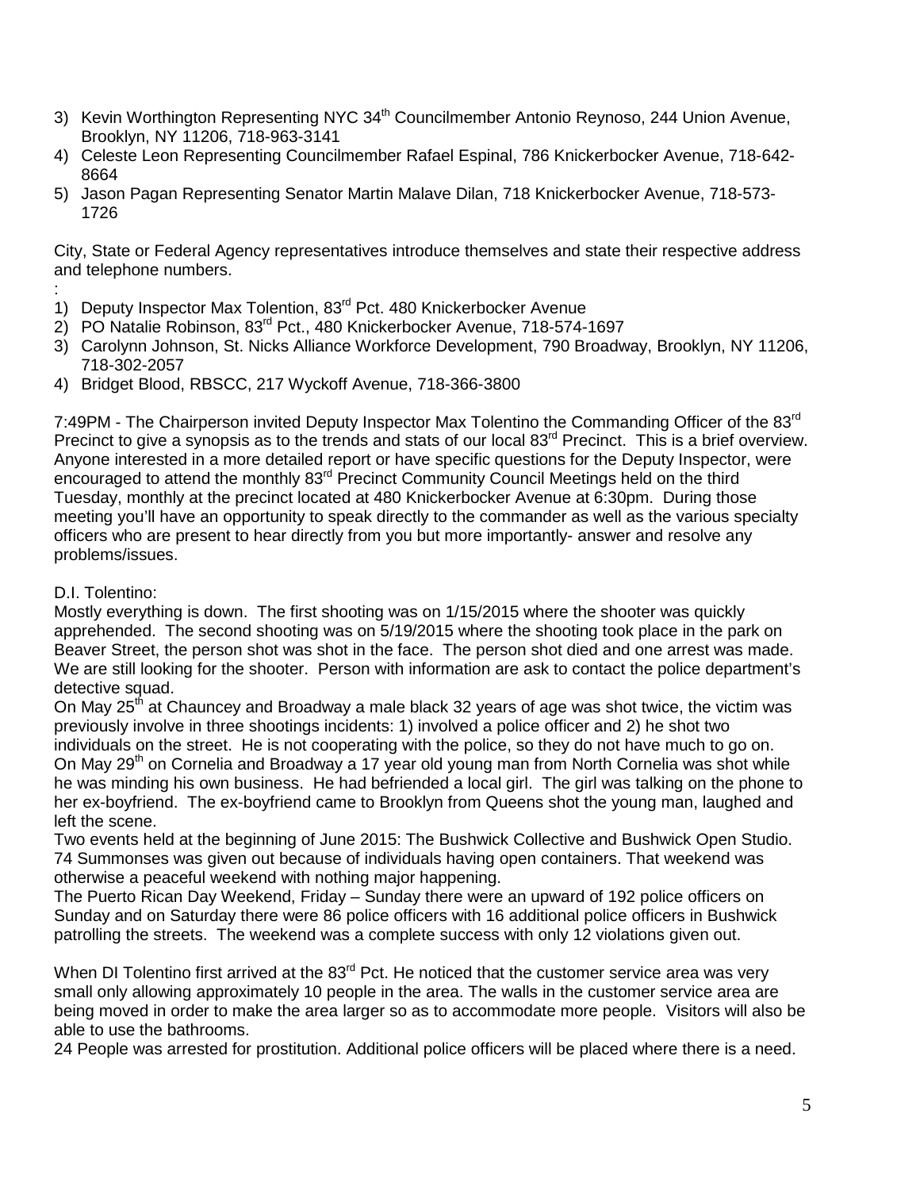3) Kevin Worthington Representing NYC 34th Councilmember Antonio Reynoso, 244 Union Avenue, Brooklyn, NY 11206, 718-963-3141
4) Celeste Leon Representing Councilmember Rafael Espinal, 786 Knickerbocker Avenue, 718-642-8664
5) Jason Pagan Representing Senator Martin Malave Dilan, 718 Knickerbocker Avenue, 718-573-1726

City, State or Federal Agency representatives introduce themselves and state their respective address and telephone numbers.
:
1) Deputy Inspector Max Tolention, 83rd Pct. 480 Knickerbocker Avenue
2) PO Natalie Robinson, 83rd Pct., 480 Knickerbocker Avenue, 718-574-1697
3) Carolynn Johnson, St. Nicks Alliance Workforce Development, 790 Broadway, Brooklyn, NY 11206, 718-302-2057
4) Bridget Blood, RBSCC, 217 Wyckoff Avenue, 718-366-3800

7:49PM - The Chairperson invited Deputy Inspector Max Tolentino the Commanding Officer of the 83rd Precinct to give a synopsis as to the trends and stats of our local 83rd Precinct. This is a brief overview. Anyone interested in a more detailed report or have specific questions for the Deputy Inspector, were encouraged to attend the monthly 83rd Precinct Community Council Meetings held on the third Tuesday, monthly at the precinct located at 480 Knickerbocker Avenue at 6:30pm. During those meeting you'll have an opportunity to speak directly to the commander as well as the various specialty officers who are present to hear directly from you but more importantly- answer and resolve any problems/issues.

D.I. Tolentino:
Mostly everything is down. The first shooting was on 1/15/2015 where the shooter was quickly apprehended. The second shooting was on 5/19/2015 where the shooting took place in the park on Beaver Street, the person shot was shot in the face. The person shot died and one arrest was made. We are still looking for the shooter. Person with information are ask to contact the police department's detective squad.
On May 25th at Chauncey and Broadway a male black 32 years of age was shot twice, the victim was previously involve in three shootings incidents: 1) involved a police officer and 2) he shot two individuals on the street. He is not cooperating with the police, so they do not have much to go on.
On May 29th on Cornelia and Broadway a 17 year old young man from North Cornelia was shot while he was minding his own business. He had befriended a local girl. The girl was talking on the phone to her ex-boyfriend. The ex-boyfriend came to Brooklyn from Queens shot the young man, laughed and left the scene.
Two events held at the beginning of June 2015: The Bushwick Collective and Bushwick Open Studio. 74 Summonses was given out because of individuals having open containers. That weekend was otherwise a peaceful weekend with nothing major happening.
The Puerto Rican Day Weekend, Friday – Sunday there were an upward of 192 police officers on Sunday and on Saturday there were 86 police officers with 16 additional police officers in Bushwick patrolling the streets. The weekend was a complete success with only 12 violations given out.

When DI Tolentino first arrived at the 83rd Pct. He noticed that the customer service area was very small only allowing approximately 10 people in the area. The walls in the customer service area are being moved in order to make the area larger so as to accommodate more people. Visitors will also be able to use the bathrooms.
24 People was arrested for prostitution. Additional police officers will be placed where there is a need.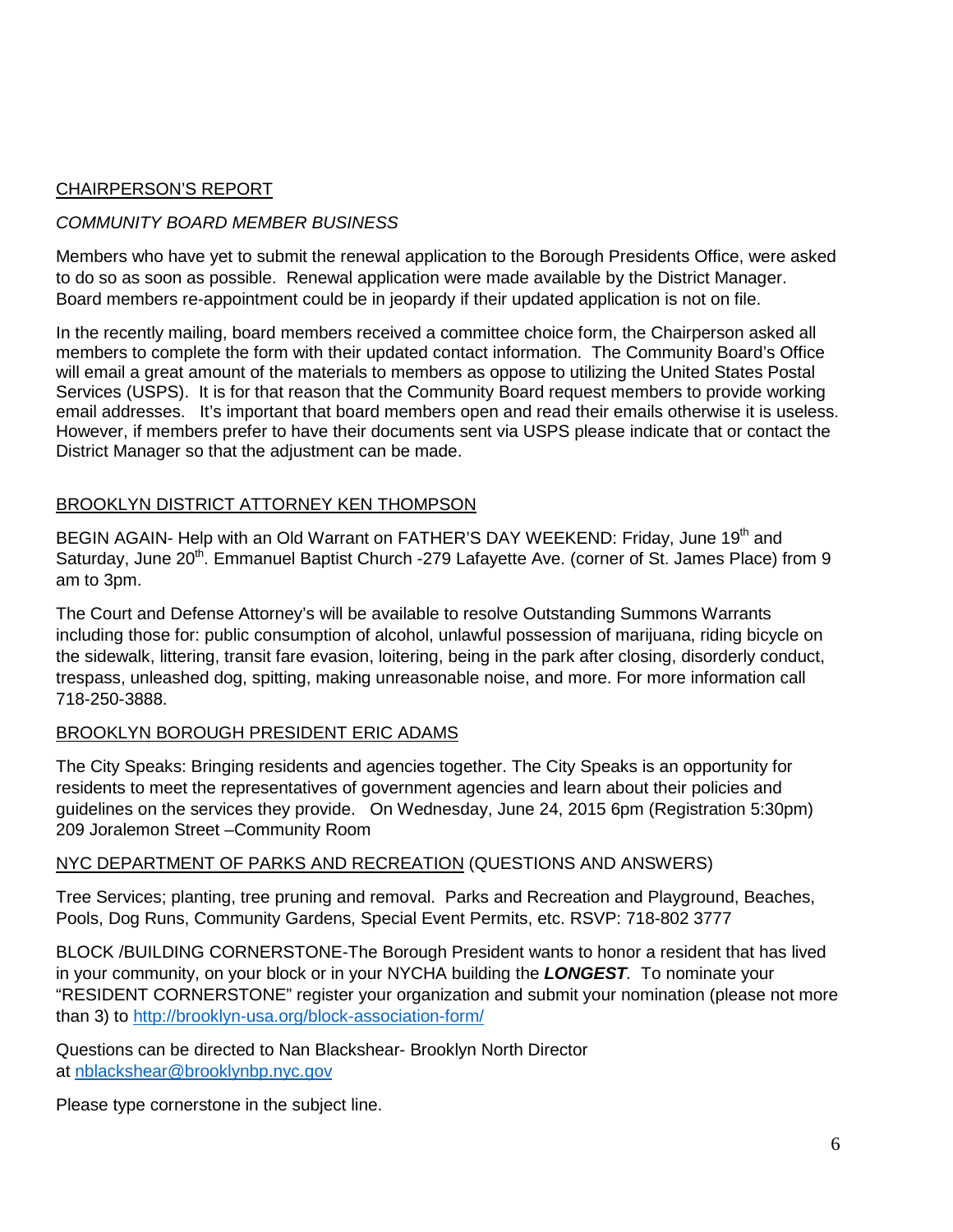## CHAIRPERSON'S REPORT

*COMMUNITY BOARD MEMBER BUSINESS*

Members who have yet to submit the renewal application to the Borough Presidents Office, were asked to do so as soon as possible. Renewal application were made available by the District Manager. Board members re-appointment could be in jeopardy if their updated application is not on file.

In the recently mailing, board members received a committee choice form, the Chairperson asked all members to complete the form with their updated contact information. The Community Board's Office will email a great amount of the materials to members as oppose to utilizing the United States Postal Services (USPS). It is for that reason that the Community Board request members to provide working email addresses. It's important that board members open and read their emails otherwise it is useless. However, if members prefer to have their documents sent via USPS please indicate that or contact the District Manager so that the adjustment can be made.

## BROOKLYN DISTRICT ATTORNEY KEN THOMPSON

BEGIN AGAIN- Help with an Old Warrant on FATHER'S DAY WEEKEND: Friday, June 19th and Saturday, June 20th. Emmanuel Baptist Church -279 Lafayette Ave. (corner of St. James Place) from 9 am to 3pm.

The Court and Defense Attorney's will be available to resolve Outstanding Summons Warrants including those for: public consumption of alcohol, unlawful possession of marijuana, riding bicycle on the sidewalk, littering, transit fare evasion, loitering, being in the park after closing, disorderly conduct, trespass, unleashed dog, spitting, making unreasonable noise, and more. For more information call 718-250-3888.

## BROOKLYN BOROUGH PRESIDENT ERIC ADAMS

The City Speaks: Bringing residents and agencies together. The City Speaks is an opportunity for residents to meet the representatives of government agencies and learn about their policies and guidelines on the services they provide. On Wednesday, June 24, 2015 6pm (Registration 5:30pm) 209 Joralemon Street –Community Room

NYC DEPARTMENT OF PARKS AND RECREATION (QUESTIONS AND ANSWERS)

Tree Services; planting, tree pruning and removal. Parks and Recreation and Playground, Beaches, Pools, Dog Runs, Community Gardens, Special Event Permits, etc. RSVP: 718-802 3777

BLOCK /BUILDING CORNERSTONE-The Borough President wants to honor a resident that has lived in your community, on your block or in your NYCHA building the ***LONGEST***. To nominate your "RESIDENT CORNERSTONE" register your organization and submit your nomination (please not more than 3) to http://brooklyn-usa.org/block-association-form/

Questions can be directed to Nan Blackshear- Brooklyn North Director at nblackshear@brooklynbp.nyc.gov

Please type cornerstone in the subject line.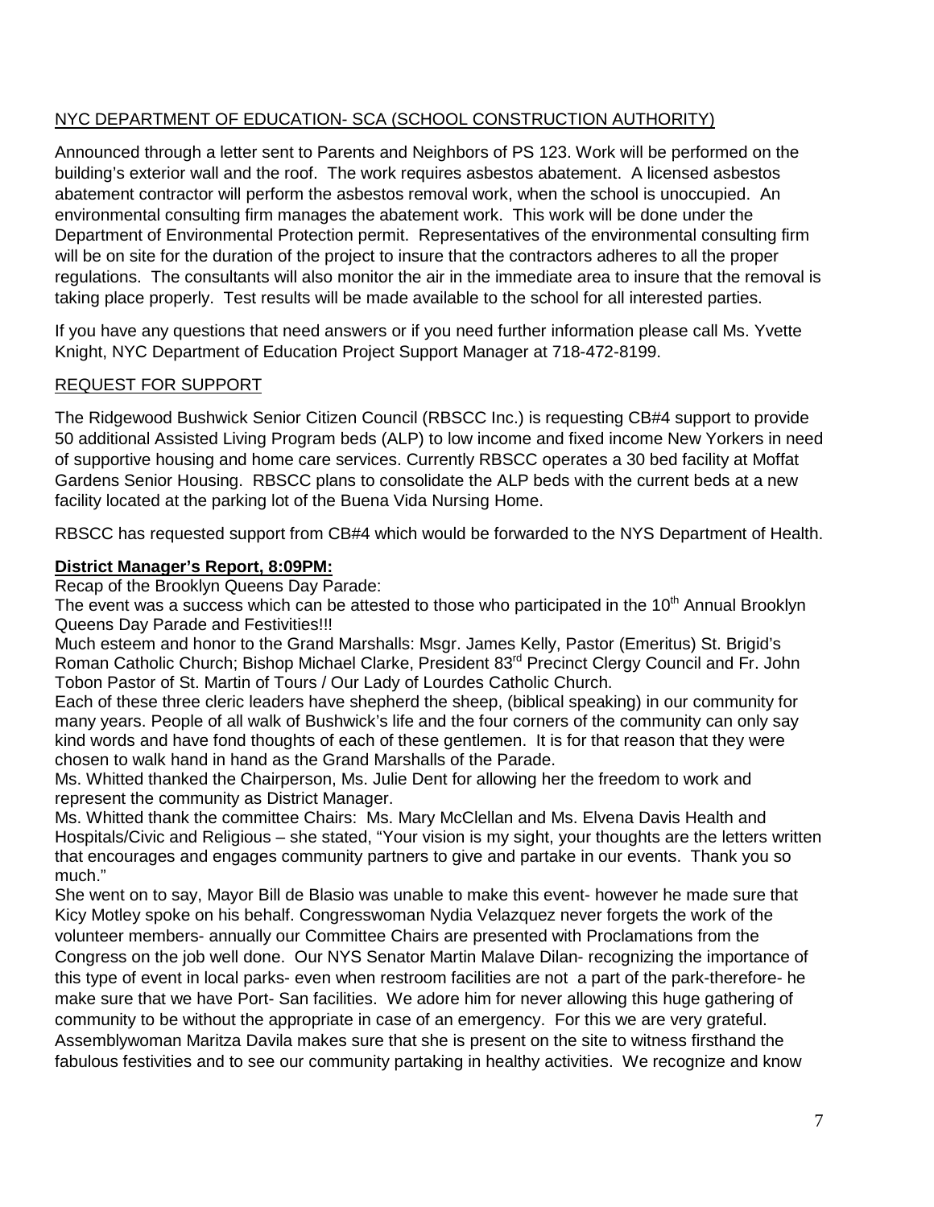<u>NYC DEPARTMENT OF EDUCATION- SCA (SCHOOL CONSTRUCTION AUTHORITY)</u>

Announced through a letter sent to Parents and Neighbors of PS 123. Work will be performed on the building's exterior wall and the roof. The work requires asbestos abatement. A licensed asbestos abatement contractor will perform the asbestos removal work, when the school is unoccupied. An environmental consulting firm manages the abatement work. This work will be done under the Department of Environmental Protection permit. Representatives of the environmental consulting firm will be on site for the duration of the project to insure that the contractors adheres to all the proper regulations. The consultants will also monitor the air in the immediate area to insure that the removal is taking place properly. Test results will be made available to the school for all interested parties.

If you have any questions that need answers or if you need further information please call Ms. Yvette Knight, NYC Department of Education Project Support Manager at 718-472-8199.

<u>REQUEST FOR SUPPORT</u>

The Ridgewood Bushwick Senior Citizen Council (RBSCC Inc.) is requesting CB#4 support to provide 50 additional Assisted Living Program beds (ALP) to low income and fixed income New Yorkers in need of supportive housing and home care services. Currently RBSCC operates a 30 bed facility at Moffat Gardens Senior Housing. RBSCC plans to consolidate the ALP beds with the current beds at a new facility located at the parking lot of the Buena Vida Nursing Home.

RBSCC has requested support from CB#4 which would be forwarded to the NYS Department of Health.

**<u>District Manager's Report, 8:09PM:</u>**

Recap of the Brooklyn Queens Day Parade:

The event was a success which can be attested to those who participated in the 10th Annual Brooklyn Queens Day Parade and Festivities!!!

Much esteem and honor to the Grand Marshalls: Msgr. James Kelly, Pastor (Emeritus) St. Brigid's Roman Catholic Church; Bishop Michael Clarke, President 83rd Precinct Clergy Council and Fr. John Tobon Pastor of St. Martin of Tours / Our Lady of Lourdes Catholic Church.

Each of these three cleric leaders have shepherd the sheep, (biblical speaking) in our community for many years. People of all walk of Bushwick's life and the four corners of the community can only say kind words and have fond thoughts of each of these gentlemen. It is for that reason that they were chosen to walk hand in hand as the Grand Marshalls of the Parade.

Ms. Whitted thanked the Chairperson, Ms. Julie Dent for allowing her the freedom to work and represent the community as District Manager.

Ms. Whitted thank the committee Chairs: Ms. Mary McClellan and Ms. Elvena Davis Health and Hospitals/Civic and Religious – she stated, "Your vision is my sight, your thoughts are the letters written that encourages and engages community partners to give and partake in our events. Thank you so much."

She went on to say, Mayor Bill de Blasio was unable to make this event- however he made sure that Kicy Motley spoke on his behalf. Congresswoman Nydia Velazquez never forgets the work of the volunteer members- annually our Committee Chairs are presented with Proclamations from the Congress on the job well done. Our NYS Senator Martin Malave Dilan- recognizing the importance of this type of event in local parks- even when restroom facilities are not a part of the park-therefore- he make sure that we have Port- San facilities. We adore him for never allowing this huge gathering of community to be without the appropriate in case of an emergency. For this we are very grateful. Assemblywoman Maritza Davila makes sure that she is present on the site to witness firsthand the fabulous festivities and to see our community partaking in healthy activities. We recognize and know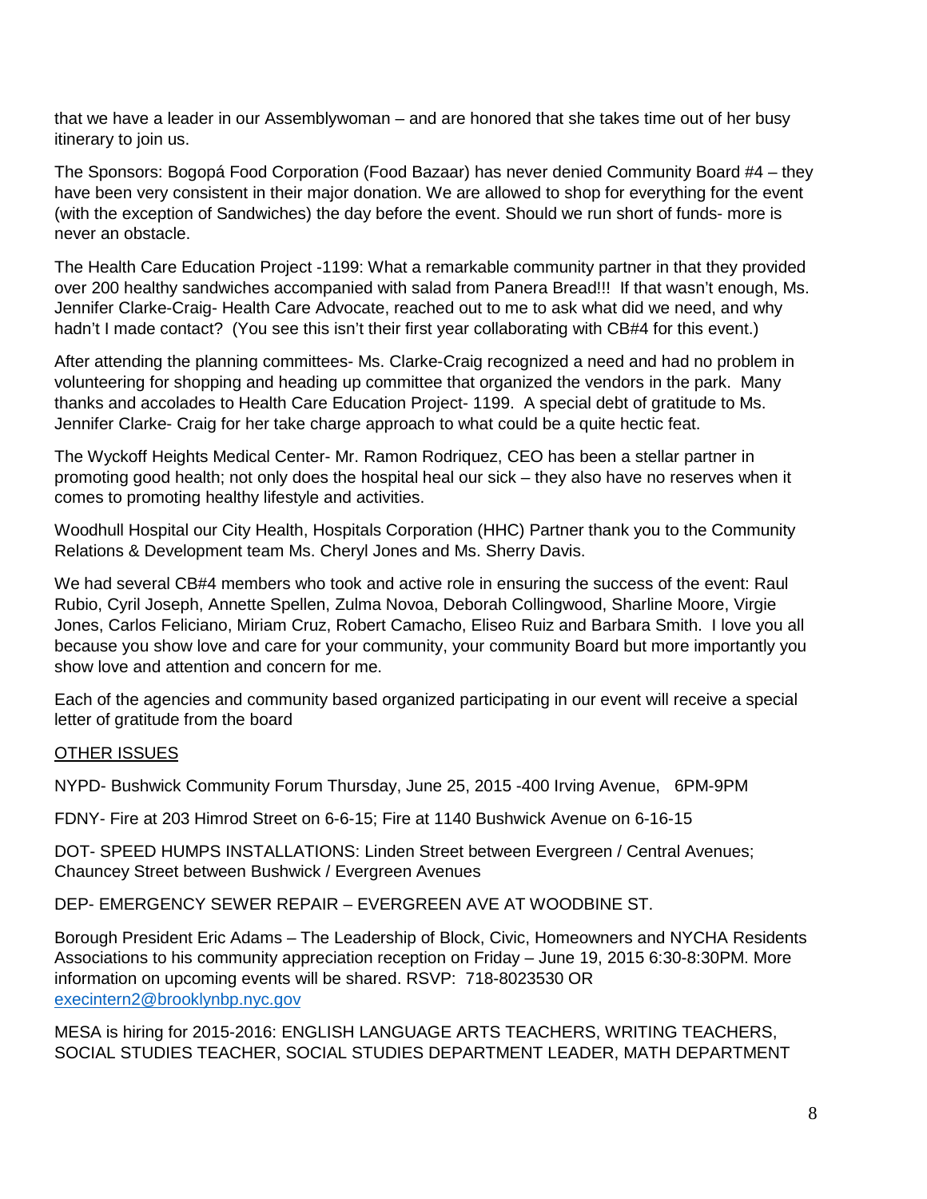that we have a leader in our Assemblywoman – and are honored that she takes time out of her busy itinerary to join us.

The Sponsors: Bogopá Food Corporation (Food Bazaar) has never denied Community Board #4 – they have been very consistent in their major donation. We are allowed to shop for everything for the event (with the exception of Sandwiches) the day before the event. Should we run short of funds- more is never an obstacle.

The Health Care Education Project -1199: What a remarkable community partner in that they provided over 200 healthy sandwiches accompanied with salad from Panera Bread!!! If that wasn't enough, Ms. Jennifer Clarke-Craig- Health Care Advocate, reached out to me to ask what did we need, and why hadn't I made contact? (You see this isn't their first year collaborating with CB#4 for this event.)

After attending the planning committees- Ms. Clarke-Craig recognized a need and had no problem in volunteering for shopping and heading up committee that organized the vendors in the park. Many thanks and accolades to Health Care Education Project- 1199. A special debt of gratitude to Ms. Jennifer Clarke- Craig for her take charge approach to what could be a quite hectic feat.

The Wyckoff Heights Medical Center- Mr. Ramon Rodriquez, CEO has been a stellar partner in promoting good health; not only does the hospital heal our sick – they also have no reserves when it comes to promoting healthy lifestyle and activities.

Woodhull Hospital our City Health, Hospitals Corporation (HHC) Partner thank you to the Community Relations & Development team Ms. Cheryl Jones and Ms. Sherry Davis.

We had several CB#4 members who took and active role in ensuring the success of the event: Raul Rubio, Cyril Joseph, Annette Spellen, Zulma Novoa, Deborah Collingwood, Sharline Moore, Virgie Jones, Carlos Feliciano, Miriam Cruz, Robert Camacho, Eliseo Ruiz and Barbara Smith. I love you all because you show love and care for your community, your community Board but more importantly you show love and attention and concern for me.

Each of the agencies and community based organized participating in our event will receive a special letter of gratitude from the board

<u>OTHER ISSUES</u>

NYPD- Bushwick Community Forum Thursday, June 25, 2015 -400 Irving Avenue, 6PM-9PM

FDNY- Fire at 203 Himrod Street on 6-6-15; Fire at 1140 Bushwick Avenue on 6-16-15

DOT- SPEED HUMPS INSTALLATIONS: Linden Street between Evergreen / Central Avenues; Chauncey Street between Bushwick / Evergreen Avenues

DEP- EMERGENCY SEWER REPAIR – EVERGREEN AVE AT WOODBINE ST.

Borough President Eric Adams – The Leadership of Block, Civic, Homeowners and NYCHA Residents Associations to his community appreciation reception on Friday – June 19, 2015 6:30-8:30PM. More information on upcoming events will be shared. RSVP: 718-8023530 OR execintern2@brooklynbp.nyc.gov

MESA is hiring for 2015-2016: ENGLISH LANGUAGE ARTS TEACHERS, WRITING TEACHERS, SOCIAL STUDIES TEACHER, SOCIAL STUDIES DEPARTMENT LEADER, MATH DEPARTMENT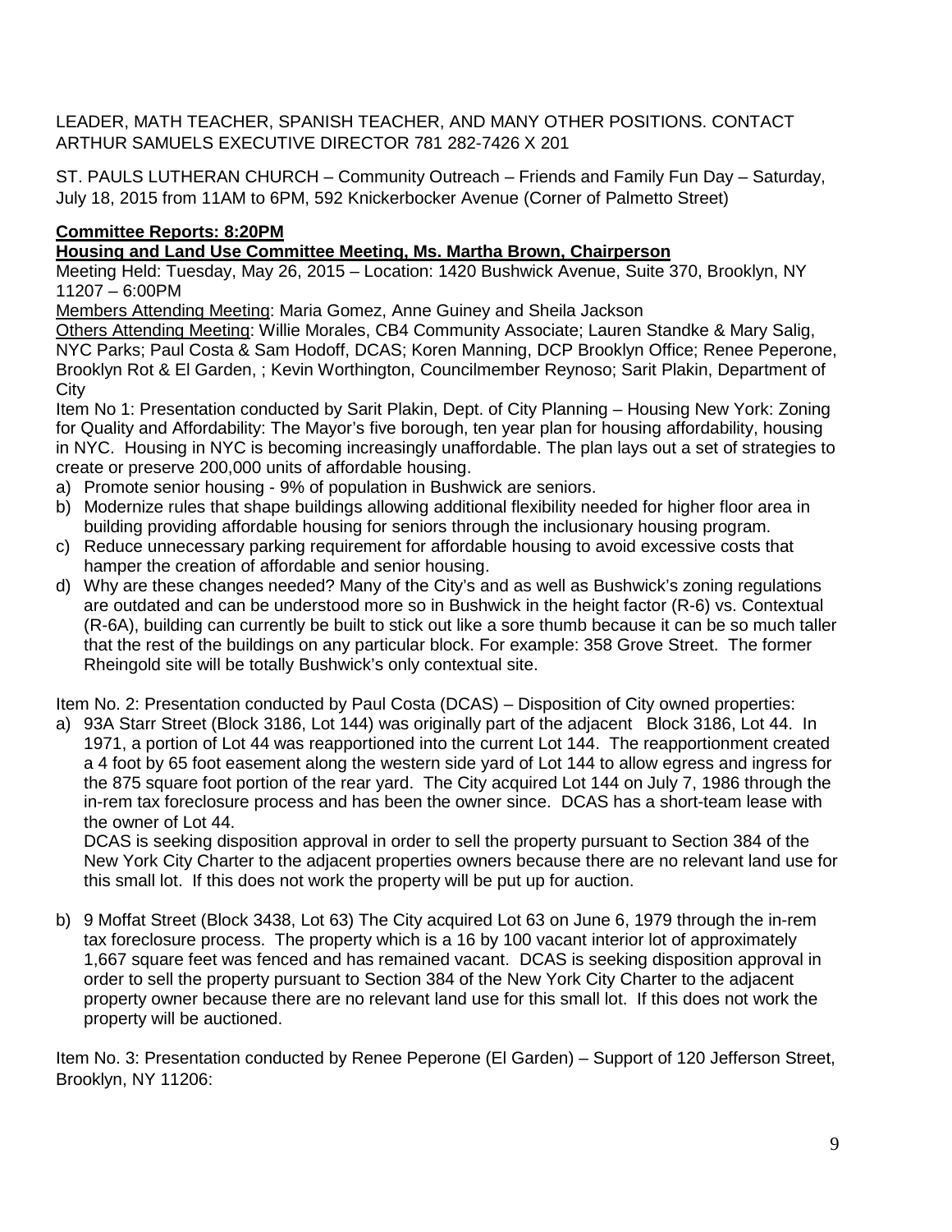LEADER, MATH TEACHER, SPANISH TEACHER, AND MANY OTHER POSITIONS. CONTACT ARTHUR SAMUELS EXECUTIVE DIRECTOR 781 282-7426 X 201

ST. PAULS LUTHERAN CHURCH – Community Outreach – Friends and Family Fun Day – Saturday, July 18, 2015 from 11AM to 6PM, 592 Knickerbocker Avenue (Corner of Palmetto Street)

**Committee Reports: 8:20PM**

**Housing and Land Use Committee Meeting, Ms. Martha Brown, Chairperson**

Meeting Held: Tuesday, May 26, 2015 – Location: 1420 Bushwick Avenue, Suite 370, Brooklyn, NY 11207 – 6:00PM

Members Attending Meeting: Maria Gomez, Anne Guiney and Sheila Jackson

Others Attending Meeting: Willie Morales, CB4 Community Associate; Lauren Standke & Mary Salig, NYC Parks; Paul Costa & Sam Hodoff, DCAS; Koren Manning, DCP Brooklyn Office; Renee Peperone, Brooklyn Rot & El Garden, ; Kevin Worthington, Councilmember Reynoso; Sarit Plakin, Department of City

Item No 1: Presentation conducted by Sarit Plakin, Dept. of City Planning – Housing New York: Zoning for Quality and Affordability: The Mayor's five borough, ten year plan for housing affordability, housing in NYC. Housing in NYC is becoming increasingly unaffordable. The plan lays out a set of strategies to create or preserve 200,000 units of affordable housing.

a) Promote senior housing - 9% of population in Bushwick are seniors.
b) Modernize rules that shape buildings allowing additional flexibility needed for higher floor area in building providing affordable housing for seniors through the inclusionary housing program.
c) Reduce unnecessary parking requirement for affordable housing to avoid excessive costs that hamper the creation of affordable and senior housing.
d) Why are these changes needed? Many of the City's and as well as Bushwick's zoning regulations are outdated and can be understood more so in Bushwick in the height factor (R-6) vs. Contextual (R-6A), building can currently be built to stick out like a sore thumb because it can be so much taller that the rest of the buildings on any particular block. For example: 358 Grove Street. The former Rheingold site will be totally Bushwick's only contextual site.

Item No. 2: Presentation conducted by Paul Costa (DCAS) – Disposition of City owned properties:

a) 93A Starr Street (Block 3186, Lot 144) was originally part of the adjacent Block 3186, Lot 44. In 1971, a portion of Lot 44 was reapportioned into the current Lot 144. The reapportionment created a 4 foot by 65 foot easement along the western side yard of Lot 144 to allow egress and ingress for the 875 square foot portion of the rear yard. The City acquired Lot 144 on July 7, 1986 through the in-rem tax foreclosure process and has been the owner since. DCAS has a short-team lease with the owner of Lot 44.

   DCAS is seeking disposition approval in order to sell the property pursuant to Section 384 of the New York City Charter to the adjacent properties owners because there are no relevant land use for this small lot. If this does not work the property will be put up for auction.

b) 9 Moffat Street (Block 3438, Lot 63) The City acquired Lot 63 on June 6, 1979 through the in-rem tax foreclosure process. The property which is a 16 by 100 vacant interior lot of approximately 1,667 square feet was fenced and has remained vacant. DCAS is seeking disposition approval in order to sell the property pursuant to Section 384 of the New York City Charter to the adjacent property owner because there are no relevant land use for this small lot. If this does not work the property will be auctioned.

Item No. 3: Presentation conducted by Renee Peperone (El Garden) – Support of 120 Jefferson Street, Brooklyn, NY 11206: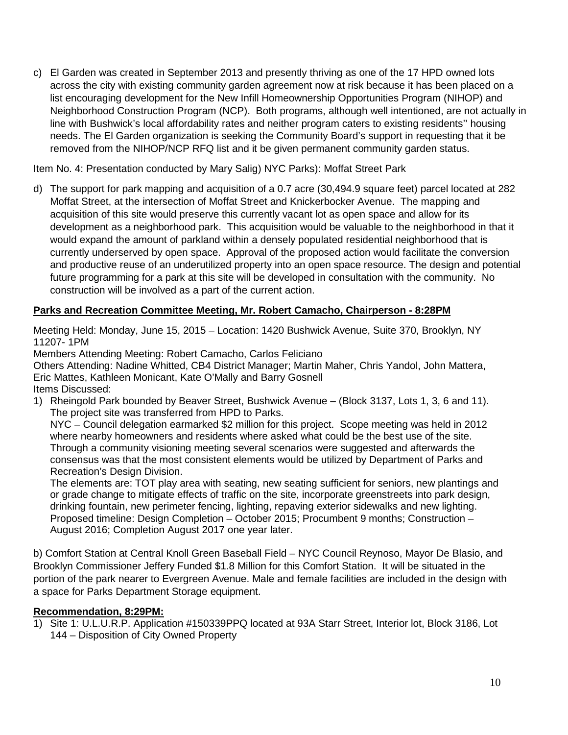c) El Garden was created in September 2013 and presently thriving as one of the 17 HPD owned lots across the city with existing community garden agreement now at risk because it has been placed on a list encouraging development for the New Infill Homeownership Opportunities Program (NIHOP) and Neighborhood Construction Program (NCP). Both programs, although well intentioned, are not actually in line with Bushwick's local affordability rates and neither program caters to existing residents'' housing needs. The El Garden organization is seeking the Community Board's support in requesting that it be removed from the NIHOP/NCP RFQ list and it be given permanent community garden status.

Item No. 4: Presentation conducted by Mary Salig) NYC Parks): Moffat Street Park

d) The support for park mapping and acquisition of a 0.7 acre (30,494.9 square feet) parcel located at 282 Moffat Street, at the intersection of Moffat Street and Knickerbocker Avenue. The mapping and acquisition of this site would preserve this currently vacant lot as open space and allow for its development as a neighborhood park. This acquisition would be valuable to the neighborhood in that it would expand the amount of parkland within a densely populated residential neighborhood that is currently underserved by open space. Approval of the proposed action would facilitate the conversion and productive reuse of an underutilized property into an open space resource. The design and potential future programming for a park at this site will be developed in consultation with the community. No construction will be involved as a part of the current action.

**Parks and Recreation Committee Meeting, Mr. Robert Camacho, Chairperson - 8:28PM**

Meeting Held: Monday, June 15, 2015 – Location: 1420 Bushwick Avenue, Suite 370, Brooklyn, NY 11207- 1PM
Members Attending Meeting: Robert Camacho, Carlos Feliciano
Others Attending: Nadine Whitted, CB4 District Manager; Martin Maher, Chris Yandol, John Mattera, Eric Mattes, Kathleen Monicant, Kate O'Mally and Barry Gosnell
Items Discussed:

1) Rheingold Park bounded by Beaver Street, Bushwick Avenue – (Block 3137, Lots 1, 3, 6 and 11). The project site was transferred from HPD to Parks.
   NYC – Council delegation earmarked $2 million for this project. Scope meeting was held in 2012 where nearby homeowners and residents where asked what could be the best use of the site. Through a community visioning meeting several scenarios were suggested and afterwards the consensus was that the most consistent elements would be utilized by Department of Parks and Recreation's Design Division.
   The elements are: TOT play area with seating, new seating sufficient for seniors, new plantings and or grade change to mitigate effects of traffic on the site, incorporate greenstreets into park design, drinking fountain, new perimeter fencing, lighting, repaving exterior sidewalks and new lighting.
   Proposed timeline: Design Completion – October 2015; Procumbent 9 months; Construction – August 2016; Completion August 2017 one year later.

b) Comfort Station at Central Knoll Green Baseball Field – NYC Council Reynoso, Mayor De Blasio, and Brooklyn Commissioner Jeffery Funded $1.8 Million for this Comfort Station. It will be situated in the portion of the park nearer to Evergreen Avenue. Male and female facilities are included in the design with a space for Parks Department Storage equipment.

**Recommendation, 8:29PM:**

1) Site 1: U.L.U.R.P. Application #150339PPQ located at 93A Starr Street, Interior lot, Block 3186, Lot 144 – Disposition of City Owned Property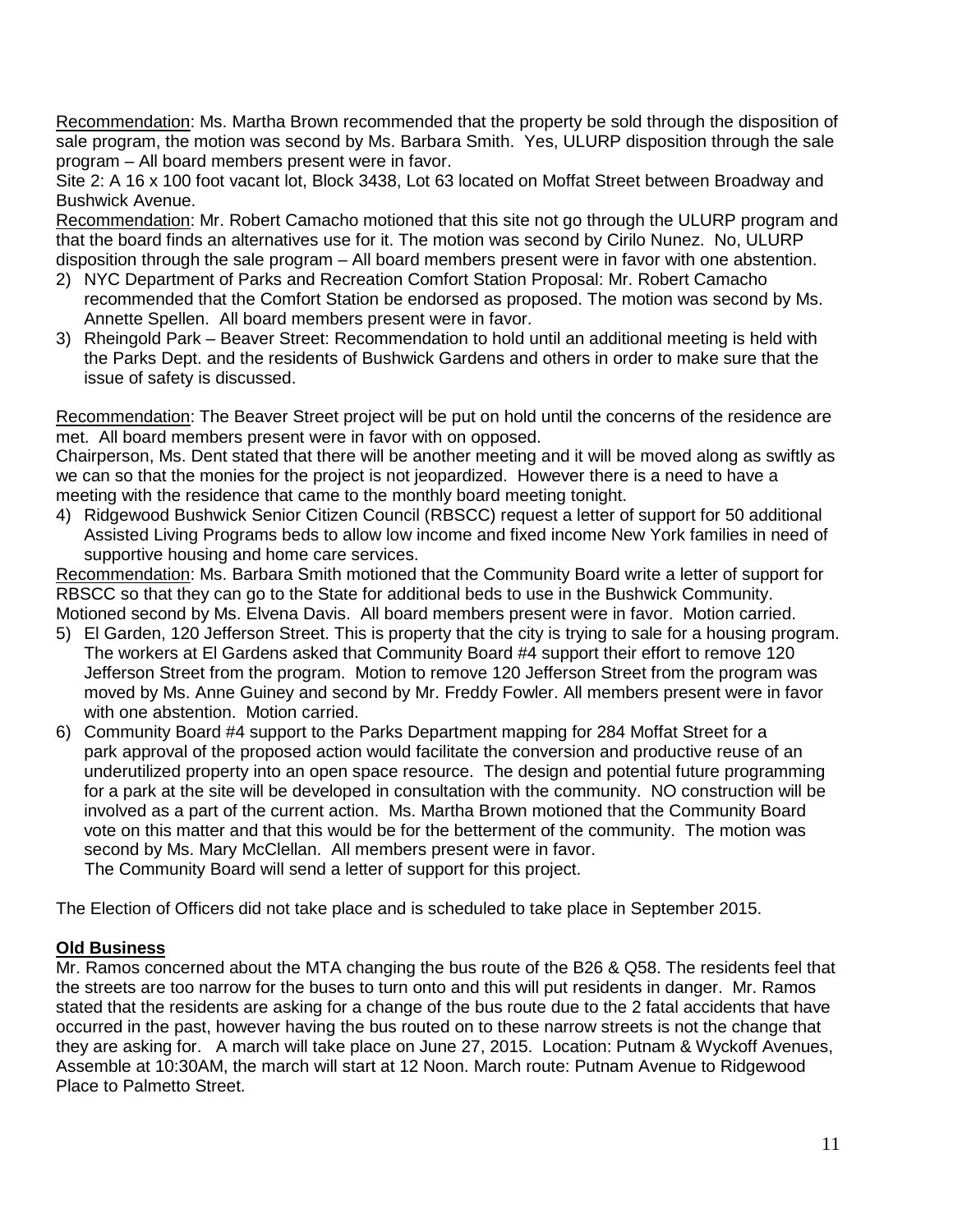Recommendation: Ms. Martha Brown recommended that the property be sold through the disposition of sale program, the motion was second by Ms. Barbara Smith. Yes, ULURP disposition through the sale program – All board members present were in favor.

Site 2: A 16 x 100 foot vacant lot, Block 3438, Lot 63 located on Moffat Street between Broadway and Bushwick Avenue.

Recommendation: Mr. Robert Camacho motioned that this site not go through the ULURP program and that the board finds an alternatives use for it. The motion was second by Cirilo Nunez. No, ULURP disposition through the sale program – All board members present were in favor with one abstention.

2) NYC Department of Parks and Recreation Comfort Station Proposal: Mr. Robert Camacho recommended that the Comfort Station be endorsed as proposed. The motion was second by Ms. Annette Spellen. All board members present were in favor.
3) Rheingold Park – Beaver Street: Recommendation to hold until an additional meeting is held with the Parks Dept. and the residents of Bushwick Gardens and others in order to make sure that the issue of safety is discussed.

Recommendation: The Beaver Street project will be put on hold until the concerns of the residence are met. All board members present were in favor with on opposed.

Chairperson, Ms. Dent stated that there will be another meeting and it will be moved along as swiftly as we can so that the monies for the project is not jeopardized. However there is a need to have a meeting with the residence that came to the monthly board meeting tonight.

4) Ridgewood Bushwick Senior Citizen Council (RBSCC) request a letter of support for 50 additional Assisted Living Programs beds to allow low income and fixed income New York families in need of supportive housing and home care services.

Recommendation: Ms. Barbara Smith motioned that the Community Board write a letter of support for RBSCC so that they can go to the State for additional beds to use in the Bushwick Community. Motioned second by Ms. Elvena Davis. All board members present were in favor. Motion carried.

5) El Garden, 120 Jefferson Street. This is property that the city is trying to sale for a housing program. The workers at El Gardens asked that Community Board #4 support their effort to remove 120 Jefferson Street from the program. Motion to remove 120 Jefferson Street from the program was moved by Ms. Anne Guiney and second by Mr. Freddy Fowler. All members present were in favor with one abstention. Motion carried.
6) Community Board #4 support to the Parks Department mapping for 284 Moffat Street for a park approval of the proposed action would facilitate the conversion and productive reuse of an underutilized property into an open space resource. The design and potential future programming for a park at the site will be developed in consultation with the community. NO construction will be involved as a part of the current action. Ms. Martha Brown motioned that the Community Board vote on this matter and that this would be for the betterment of the community. The motion was second by Ms. Mary McClellan. All members present were in favor.
   The Community Board will send a letter of support for this project.

The Election of Officers did not take place and is scheduled to take place in September 2015.

**Old Business**

Mr. Ramos concerned about the MTA changing the bus route of the B26 & Q58. The residents feel that the streets are too narrow for the buses to turn onto and this will put residents in danger. Mr. Ramos stated that the residents are asking for a change of the bus route due to the 2 fatal accidents that have occurred in the past, however having the bus routed on to these narrow streets is not the change that they are asking for. A march will take place on June 27, 2015. Location: Putnam & Wyckoff Avenues, Assemble at 10:30AM, the march will start at 12 Noon. March route: Putnam Avenue to Ridgewood Place to Palmetto Street.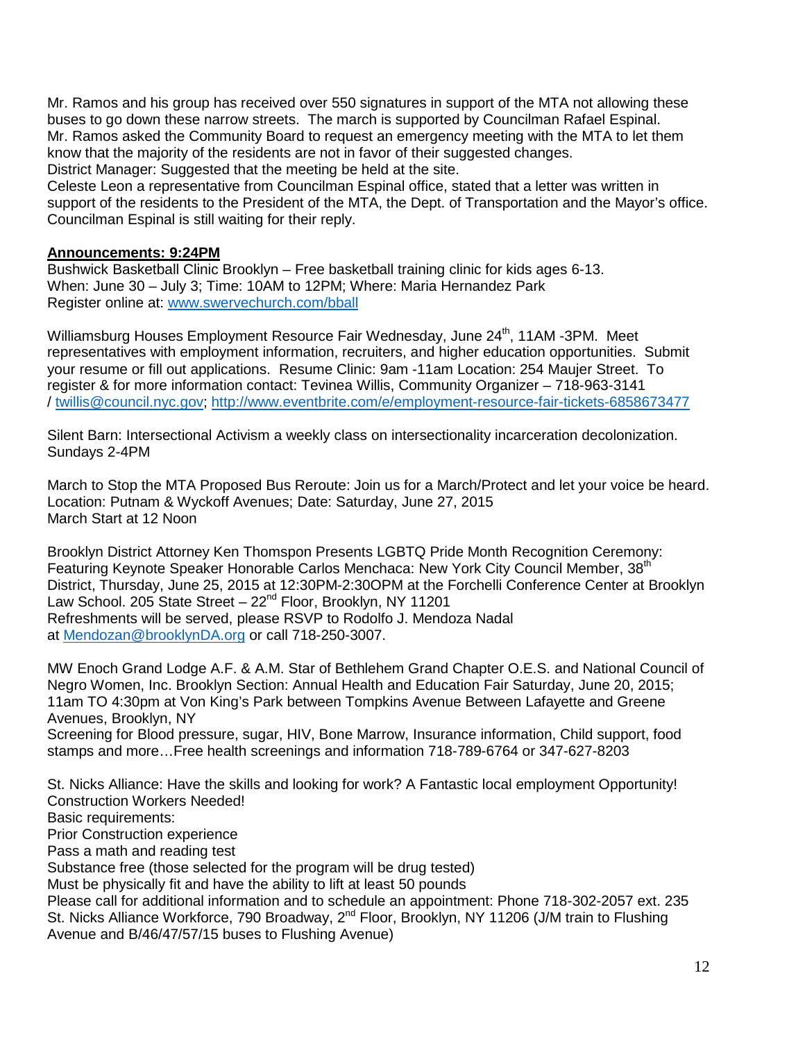Mr. Ramos and his group has received over 550 signatures in support of the MTA not allowing these buses to go down these narrow streets. The march is supported by Councilman Rafael Espinal.
Mr. Ramos asked the Community Board to request an emergency meeting with the MTA to let them know that the majority of the residents are not in favor of their suggested changes.
District Manager: Suggested that the meeting be held at the site.
Celeste Leon a representative from Councilman Espinal office, stated that a letter was written in support of the residents to the President of the MTA, the Dept. of Transportation and the Mayor's office. Councilman Espinal is still waiting for their reply.

**Announcements: 9:24PM**

Bushwick Basketball Clinic Brooklyn – Free basketball training clinic for kids ages 6-13.
When: June 30 – July 3; Time: 10AM to 12PM; Where: Maria Hernandez Park
Register online at: www.swervechurch.com/bball

Williamsburg Houses Employment Resource Fair Wednesday, June 24th, 11AM -3PM. Meet representatives with employment information, recruiters, and higher education opportunities. Submit your resume or fill out applications. Resume Clinic: 9am -11am Location: 254 Maujer Street. To register & for more information contact: Tevinea Willis, Community Organizer – 718-963-3141 / twillis@council.nyc.gov; http://www.eventbrite.com/e/employment-resource-fair-tickets-6858673477

Silent Barn: Intersectional Activism a weekly class on intersectionality incarceration decolonization. Sundays 2-4PM

March to Stop the MTA Proposed Bus Reroute: Join us for a March/Protect and let your voice be heard. Location: Putnam & Wyckoff Avenues; Date: Saturday, June 27, 2015
March Start at 12 Noon

Brooklyn District Attorney Ken Thomspon Presents LGBTQ Pride Month Recognition Ceremony: Featuring Keynote Speaker Honorable Carlos Menchaca: New York City Council Member, 38th District, Thursday, June 25, 2015 at 12:30PM-2:30OPM at the Forchelli Conference Center at Brooklyn Law School. 205 State Street – 22nd Floor, Brooklyn, NY 11201
Refreshments will be served, please RSVP to Rodolfo J. Mendoza Nadal at Mendozan@brooklynDA.org or call 718-250-3007.

MW Enoch Grand Lodge A.F. & A.M. Star of Bethlehem Grand Chapter O.E.S. and National Council of Negro Women, Inc. Brooklyn Section: Annual Health and Education Fair Saturday, June 20, 2015; 11am TO 4:30pm at Von King's Park between Tompkins Avenue Between Lafayette and Greene Avenues, Brooklyn, NY
Screening for Blood pressure, sugar, HIV, Bone Marrow, Insurance information, Child support, food stamps and more…Free health screenings and information 718-789-6764 or 347-627-8203

St. Nicks Alliance: Have the skills and looking for work? A Fantastic local employment Opportunity! Construction Workers Needed!
Basic requirements:
Prior Construction experience
Pass a math and reading test
Substance free (those selected for the program will be drug tested)
Must be physically fit and have the ability to lift at least 50 pounds
Please call for additional information and to schedule an appointment: Phone 718-302-2057 ext. 235
St. Nicks Alliance Workforce, 790 Broadway, 2nd Floor, Brooklyn, NY 11206 (J/M train to Flushing Avenue and B/46/47/57/15 buses to Flushing Avenue)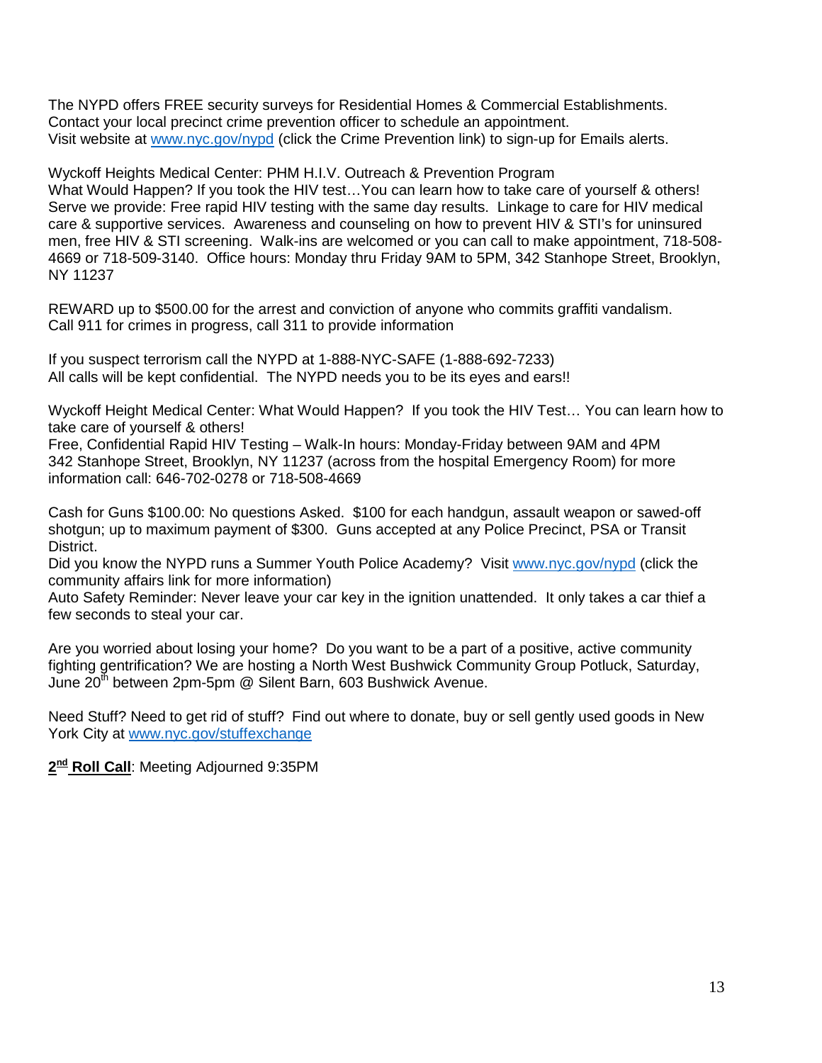The NYPD offers FREE security surveys for Residential Homes & Commercial Establishments. Contact your local precinct crime prevention officer to schedule an appointment.
Visit website at [www.nyc.gov/nypd](http://www.nyc.gov/nypd) (click the Crime Prevention link) to sign-up for Emails alerts.

Wyckoff Heights Medical Center: PHM H.I.V. Outreach & Prevention Program
What Would Happen? If you took the HIV test…You can learn how to take care of yourself & others! Serve we provide: Free rapid HIV testing with the same day results. Linkage to care for HIV medical care & supportive services. Awareness and counseling on how to prevent HIV & STI's for uninsured men, free HIV & STI screening. Walk-ins are welcomed or you can call to make appointment, 718-508-4669 or 718-509-3140. Office hours: Monday thru Friday 9AM to 5PM, 342 Stanhope Street, Brooklyn, NY 11237

REWARD up to $500.00 for the arrest and conviction of anyone who commits graffiti vandalism.
Call 911 for crimes in progress, call 311 to provide information

If you suspect terrorism call the NYPD at 1-888-NYC-SAFE (1-888-692-7233)
All calls will be kept confidential. The NYPD needs you to be its eyes and ears!!

Wyckoff Height Medical Center: What Would Happen? If you took the HIV Test… You can learn how to take care of yourself & others!
Free, Confidential Rapid HIV Testing – Walk-In hours: Monday-Friday between 9AM and 4PM
342 Stanhope Street, Brooklyn, NY 11237 (across from the hospital Emergency Room) for more information call: 646-702-0278 or 718-508-4669

Cash for Guns $100.00: No questions Asked. $100 for each handgun, assault weapon or sawed-off shotgun; up to maximum payment of $300. Guns accepted at any Police Precinct, PSA or Transit District.
Did you know the NYPD runs a Summer Youth Police Academy? Visit [www.nyc.gov/nypd](http://www.nyc.gov/nypd) (click the community affairs link for more information)
Auto Safety Reminder: Never leave your car key in the ignition unattended. It only takes a car thief a few seconds to steal your car.

Are you worried about losing your home? Do you want to be a part of a positive, active community fighting gentrification? We are hosting a North West Bushwick Community Group Potluck, Saturday, June 20th between 2pm-5pm @ Silent Barn, 603 Bushwick Avenue.

Need Stuff? Need to get rid of stuff? Find out where to donate, buy or sell gently used goods in New York City at [www.nyc.gov/stuffexchange](http://www.nyc.gov/stuffexchange)

**2nd Roll Call**: Meeting Adjourned 9:35PM